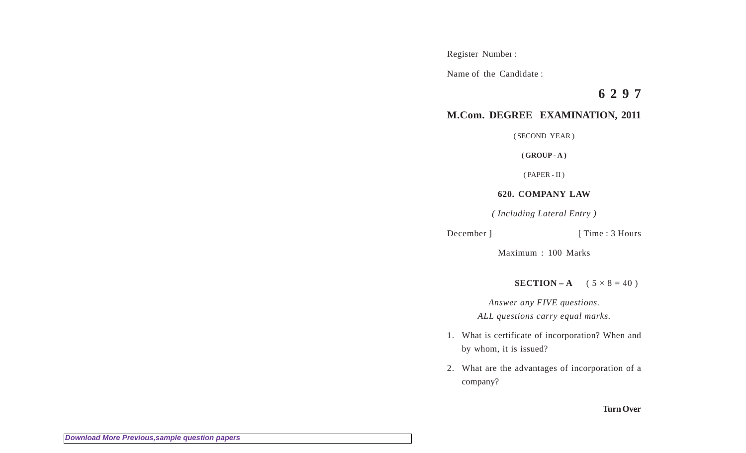Register Number :

Name of the Candidate :

**6 2 9 7**

## M.Com. DEGREE EXAMINATION, 2011

( SECOND YEAR )

**( GROUP - A )**

( PAPER - II )

**620. COMPANY LAW**

*( Including Lateral Entry )*

December ] [ Time : 3 Hours

Maximum : 100 Marks

**SECTION – A** ( 5 × 8 = 40 )

*Answer any FIVE questions.*
*ALL questions carry equal marks.*

1. What is certificate of incorporation? When and by whom, it is issued?

2. What are the advantages of incorporation of a company?

**Turn Over**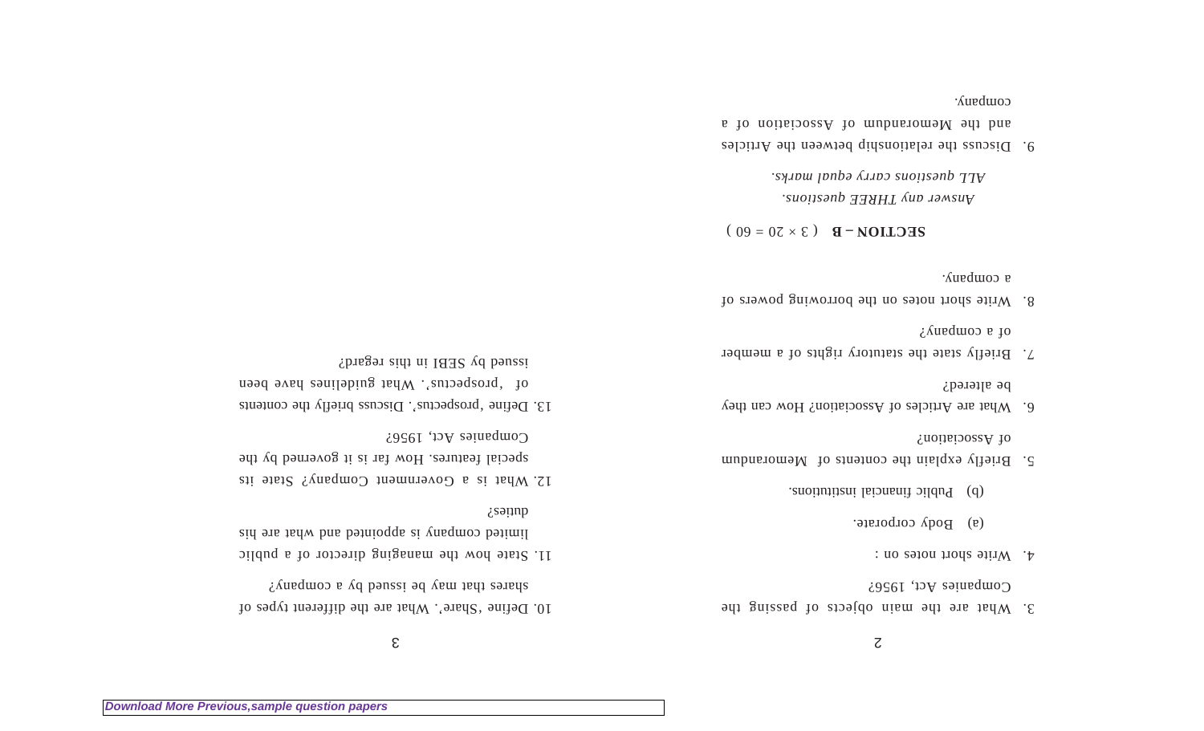3. What are the main objects of passing the Companies Act, 1956?

4. Write short notes on :

   (a) Body corporate.

   (b) Public financial institutions.

5. Briefly explain the contents of Memorandum of Association?

6. What are Articles of Association? How can they be altered?

7. Briefly state the statutory rights of a member of a company?

8. Write short notes on the borrowing powers of a company.

## SECTION – B ( 3 × 20 = 60 )

*Answer any THREE questions.*

*ALL questions carry equal marks.*

9. Discuss the relationship between the Articles and the Memorandum of Association of a company.

10. Define 'Share'. What are the different types of shares that may be issued by a company?

11. State how the managing director of a public limited company is appointed and what are his duties?

12. What is a Government Company? State its special features. How far is it governed by the Companies Act, 1956?

13. Define 'prospectus'. Discuss briefly the contents of 'prospectus'. What guidelines have been issued by SEBI in this regard?

Download More Previous,sample question papers